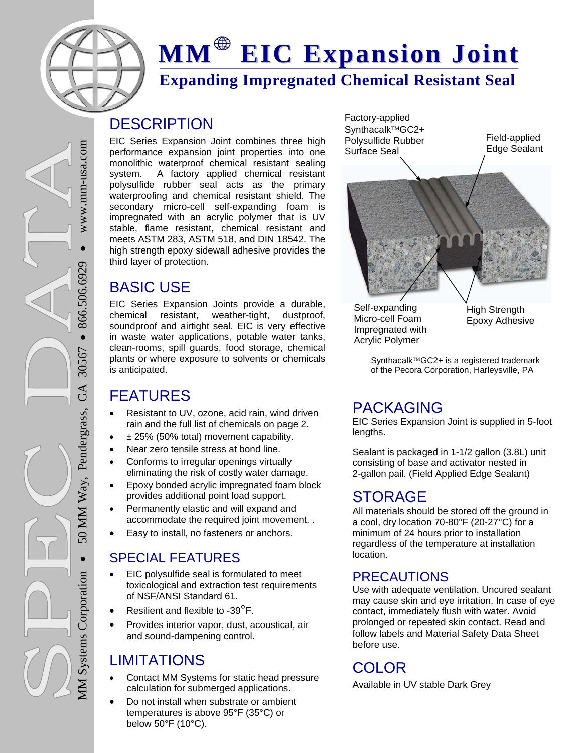# MM® EIC Expansion Joint

## Expanding Impregnated Chemical Resistant Seal

MM Systems Corporation • 50 MM Way, Pendergrass, GA 30567 • 866.506.6929 • www.mm-usa.com

## DESCRIPTION

EIC Series Expansion Joint combines three high performance expansion joint properties into one monolithic waterproof chemical resistant sealing system. A factory applied chemical resistant polysulfide rubber seal acts as the primary waterproofing and chemical resistant shield. The secondary micro-cell self-expanding foam is impregnated with an acrylic polymer that is UV stable, flame resistant, chemical resistant and meets ASTM 283, ASTM 518, and DIN 18542. The high strength epoxy sidewall adhesive provides the third layer of protection.

## BASIC USE

EIC Series Expansion Joints provide a durable, chemical resistant, weather-tight, dustproof, soundproof and airtight seal. EIC is very effective in waste water applications, potable water tanks, clean-rooms, spill guards, food storage, chemical plants or where exposure to solvents or chemicals is anticipated.

## FEATURES

- Resistant to UV, ozone, acid rain, wind driven rain and the full list of chemicals on page 2.
- ± 25% (50% total) movement capability.
- Near zero tensile stress at bond line.
- Conforms to irregular openings virtually eliminating the risk of costly water damage.
- Epoxy bonded acrylic impregnated foam block provides additional point load support.
- Permanently elastic and will expand and accommodate the required joint movement. .
- Easy to install, no fasteners or anchors.

### SPECIAL FEATURES

- EIC polysulfide seal is formulated to meet toxicological and extraction test requirements of NSF/ANSI Standard 61.
- Resilient and flexible to -39°F.
- Provides interior vapor, dust, acoustical, air and sound-dampening control.

## LIMITATIONS

- Contact MM Systems for static head pressure calculation for submerged applications.
- Do not install when substrate or ambient temperatures is above 95°F (35°C) or below 50°F (10°C).

Factory-applied Synthacalk™GC2+ Polysulfide Rubber Surface Seal

Field-applied Edge Sealant

Self-expanding Micro-cell Foam Impregnated with Acrylic Polymer

High Strength Epoxy Adhesive

Synthacalk™GC2+ is a registered trademark of the Pecora Corporation, Harleysville, PA

## PACKAGING

EIC Series Expansion Joint is supplied in 5-foot lengths.

Sealant is packaged in 1-1/2 gallon (3.8L) unit consisting of base and activator nested in 2-gallon pail. (Field Applied Edge Sealant)

## STORAGE

All materials should be stored off the ground in a cool, dry location 70-80°F (20-27°C) for a minimum of 24 hours prior to installation regardless of the temperature at installation location.

### PRECAUTIONS

Use with adequate ventilation. Uncured sealant may cause skin and eye irritation. In case of eye contact, immediately flush with water. Avoid prolonged or repeated skin contact. Read and follow labels and Material Safety Data Sheet before use.

## COLOR

Available in UV stable Dark Grey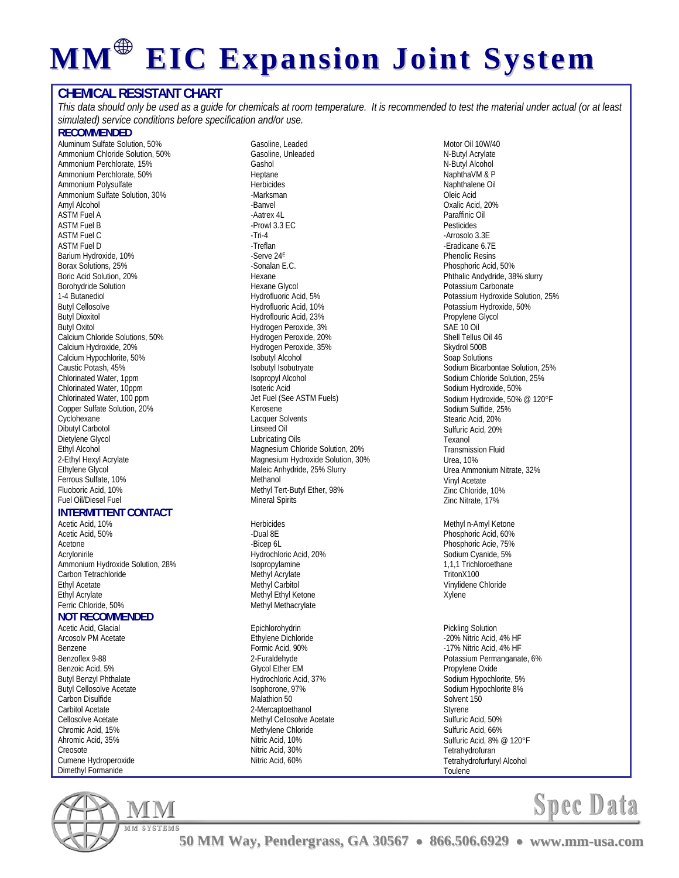# MM® EIC Expansion Joint System

## CHEMICAL RESISTANT CHART

*This data should only be used as a guide for chemicals at room temperature. It is recommended to test the material under actual (or at least simulated) service conditions before specification and/or use.*

### RECOMMENDED

Aluminum Sulfate Solution, 50%
Ammonium Chloride Solution, 50%
Ammonium Perchlorate, 15%
Ammonium Perchlorate, 50%
Ammonium Polysulfate
Ammonium Sulfate Solution, 30%
Amyl Alcohol
ASTM Fuel A
ASTM Fuel B
ASTM Fuel C
ASTM Fuel D
Barium Hydroxide, 10%
Borax Solutions, 25%
Boric Acid Solution, 20%
Borohydride Solution
1-4 Butanediol
Butyl Cellosolve
Butyl Dioxitol
Butyl Oxitol
Calcium Chloride Solutions, 50%
Calcium Hydroxide, 20%
Calcium Hypochlorite, 50%
Caustic Potash, 45%
Chlorinated Water, 1ppm
Chlorinated Water, 10ppm
Chlorinated Water, 100 ppm
Copper Sulfate Solution, 20%
Cyclohexane
Dibutyl Carbotol
Dietylene Glycol
Ethyl Alcohol
2-Ethyl Hexyl Acrylate
Ethylene Glycol
Ferrous Sulfate, 10%
Fluoboric Acid, 10%
Fuel Oil/Diesel Fuel
Gasoline, Leaded
Gasoline, Unleaded
Gashol
Heptane
Herbicides
-Marksman
-Banvel
-Aatrex 4L
-Prowl 3.3 EC
-Tri-4
-Treflan
-Serve 24E
-Sonalan E.C.
Hexane
Hexane Glycol
Hydrofluoric Acid, 5%
Hydrofluoric Acid, 10%
Hydroflouric Acid, 23%
Hydrogen Peroxide, 3%
Hydrogen Peroxide, 20%
Hydrogen Peroxide, 35%
Isobutyl Alcohol
Isobutyl Isobutryate
Isopropyl Alcohol
Isoteric Acid
Jet Fuel (See ASTM Fuels)
Kerosene
Lacquer Solvents
Linseed Oil
Lubricating Oils
Magnesium Chloride Solution, 20%
Magnesium Hydroxide Solution, 30%
Maleic Anhydride, 25% Slurry
Methanol
Methyl Tert-Butyl Ether, 98%
Mineral Spirits
Motor Oil 10W/40
N-Butyl Acrylate
N-Butyl Alcohol
NaphthaVM & P
Naphthalene Oil
Oleic Acid
Oxalic Acid, 20%
Paraffinic Oil
Pesticides
-Arrosolo 3.3E
-Eradicane 6.7E
Phenolic Resins
Phosphoric Acid, 50%
Phthalic Andydride, 38% slurry
Potassium Carbonate
Potassium Hydroxide Solution, 25%
Potassium Hydroxide, 50%
Propylene Glycol
SAE 10 Oil
Shell Tellus Oil 46
Skydrol 500B
Soap Solutions
Sodium Bicarbontae Solution, 25%
Sodium Chloride Solution, 25%
Sodium Hydroxide, 50%
Sodium Hydroxide, 50% @ 120°F
Sodium Sulfide, 25%
Stearic Acid, 20%
Sulfuric Acid, 20%
Texanol
Transmission Fluid
Urea, 10%
Urea Ammonium Nitrate, 32%
Vinyl Acetate
Zinc Chloride, 10%
Zinc Nitrate, 17%

### INTERMITTENT CONTACT

Acetic Acid, 10%
Acetic Acid, 50%
Acetone
Acrylonirile
Ammonium Hydroxide Solution, 28%
Carbon Tetrachloride
Ethyl Acetate
Ethyl Acrylate
Ferric Chloride, 50%
Herbicides
-Dual 8E
-Bicep 6L
Hydrochloric Acid, 20%
Isopropylamine
Methyl Acrylate
Methyl Carbitol
Methyl Ethyl Ketone
Methyl Methacrylate
Methyl n-Amyl Ketone
Phosphoric Acid, 60%
Phosphoric Acie, 75%
Sodium Cyanide, 5%
1,1,1 Trichloroethane
TritonX100
Vinylidene Chloride
Xylene

### NOT RECOMMENDED

Acetic Acid, Glacial
Arcosolv PM Acetate
Benzene
Benzoflex 9-88
Benzoic Acid, 5%
Butyl Benzyl Phthalate
Butyl Cellosolve Acetate
Carbon Disulfide
Carbitol Acetate
Cellosolve Acetate
Chromic Acid, 15%
Ahromic Acid, 35%
Creosote
Cumene Hydroperoxide
Dimethyl Formanide
Epichlorohydrin
Ethylene Dichloride
Formic Acid, 90%
2-Furaldehyde
Glycol Ether EM
Hydrochloric Acid, 37%
Isophorone, 97%
Malathion 50
2-Mercaptoethanol
Methyl Cellosolve Acetate
Methylene Chloride
Nitric Acid, 10%
Nitric Acid, 30%
Nitric Acid, 60%
Pickling Solution
-20% Nitric Acid, 4% HF
-17% Nitric Acid, 4% HF
Potassium Permanganate, 6%
Propylene Oxide
Sodium Hypochlorite, 5%
Sodium Hypochlorite 8%
Solvent 150
Styrene
Sulfuric Acid, 50%
Sulfuric Acid, 66%
Sulfuric Acid, 8% @ 120°F
Tetrahydrofuran
Tetrahydrofurfuryl Alcohol
Toulene

MM SYSTEMS — Spec Data

50 MM Way, Pendergrass, GA 30567 • 866.506.6929 • www.mm-usa.com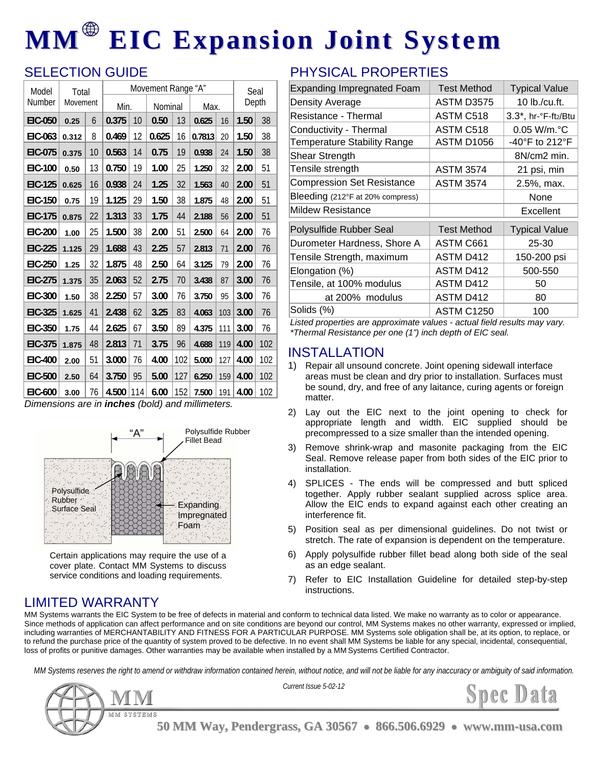# MM® EIC Expansion Joint System

## SELECTION GUIDE

| Model Number | Total Movement | | Movement Range "A" | | | | | | Seal Depth | |
|---|---|---|---|---|---|---|---|---|---|---|
| | | | Min. | | Nominal | | Max. | | | |
| **EIC-050** | **0.25** | 6 | **0.375** | 10 | **0.50** | 13 | **0.625** | 16 | **1.50** | 38 |
| **EIC-063** | **0.312** | 8 | **0.469** | 12 | **0.625** | 16 | **0.7813** | 20 | **1.50** | 38 |
| **EIC-075** | **0.375** | 10 | **0.563** | 14 | **0.75** | 19 | **0.938** | 24 | **1.50** | 38 |
| **EIC-100** | **0.50** | 13 | **0.750** | 19 | **1.00** | 25 | **1.250** | 32 | **2.00** | 51 |
| **EIC-125** | **0.625** | 16 | **0.938** | 24 | **1.25** | 32 | **1.563** | 40 | **2.00** | 51 |
| **EIC-150** | **0.75** | 19 | **1.125** | 29 | **1.50** | 38 | **1.875** | 48 | **2.00** | 51 |
| **EIC-175** | **0.875** | 22 | **1.313** | 33 | **1.75** | 44 | **2.188** | 56 | **2.00** | 51 |
| **EIC-200** | **1.00** | 25 | **1.500** | 38 | **2.00** | 51 | **2.500** | 64 | **2.00** | 76 |
| **EIC-225** | **1.125** | 29 | **1.688** | 43 | **2.25** | 57 | **2.813** | 71 | **2.00** | 76 |
| **EIC-250** | **1.25** | 32 | **1.875** | 48 | **2.50** | 64 | **3.125** | 79 | **2.00** | 76 |
| **EIC-275** | **1.375** | 35 | **2.063** | 52 | **2.75** | 70 | **3.438** | 87 | **3.00** | 76 |
| **EIC-300** | **1.50** | 38 | **2.250** | 57 | **3.00** | 76 | **3.750** | 95 | **3.00** | 76 |
| **EIC-325** | **1.625** | 41 | **2.438** | 62 | **3.25** | 83 | **4.063** | 103 | **3.00** | 76 |
| **EIC-350** | **1.75** | 44 | **2.625** | 67 | **3.50** | 89 | **4.375** | 111 | **3.00** | 76 |
| **EIC-375** | **1.875** | 48 | **2.813** | 71 | **3.75** | 96 | **4.688** | 119 | **4.00** | 102 |
| **EIC-400** | **2.00** | 51 | **3.000** | 76 | **4.00** | 102 | **5.000** | 127 | **4.00** | 102 |
| **EIC-500** | **2.50** | 64 | **3.750** | 95 | **5.00** | 127 | **6.250** | 159 | **4.00** | 102 |
| **EIC-600** | **3.00** | 76 | **4.500** | 114 | **6.00** | 152 | **7.500** | 191 | **4.00** | 102 |

*Dimensions are in **inches** (bold) and millimeters.*

"A"

Polysulfide Rubber Fillet Bead

Polysulfide Rubber Surface Seal

Expanding Impregnated Foam

Certain applications may require the use of a cover plate. Contact MM Systems to discuss service conditions and loading requirements.

## PHYSICAL PROPERTIES

| Expanding Impregnated Foam | Test Method | Typical Value |
|---|---|---|
| Density Average | ASTM D3575 | 10 lb./cu.ft. |
| Resistance - Thermal | ASTM C518 | 3.3*, hr-°F-ft²/Btu |
| Conductivity - Thermal | ASTM C518 | 0.05 W/m.°C |
| Temperature Stability Range | ASTM D1056 | -40°F to 212°F |
| Shear Strength | | 8N/cm2 min. |
| Tensile strength | ASTM 3574 | 21 psi, min |
| Compression Set Resistance | ASTM 3574 | 2.5%, max. |
| Bleeding (212°F at 20% compress) | | None |
| Mildew Resistance | | Excellent |

| Polysulfide Rubber Seal | Test Method | Typical Value |
|---|---|---|
| Durometer Hardness, Shore A | ASTM C661 | 25-30 |
| Tensile Strength, maximum | ASTM D412 | 150-200 psi |
| Elongation (%) | ASTM D412 | 500-550 |
| Tensile, at 100% modulus | ASTM D412 | 50 |
| at 200% modulus | ASTM D412 | 80 |
| Solids (%) | ASTM C1250 | 100 |

*Listed properties are approximate values - actual field results may vary.*
*\*Thermal Resistance per one (1") inch depth of EIC seal.*

## INSTALLATION

1) Repair all unsound concrete. Joint opening sidewall interface areas must be clean and dry prior to installation. Surfaces must be sound, dry, and free of any laitance, curing agents or foreign matter.
2) Lay out the EIC next to the joint opening to check for appropriate length and width. EIC supplied should be precompressed to a size smaller than the intended opening.
3) Remove shrink-wrap and masonite packaging from the EIC Seal. Remove release paper from both sides of the EIC prior to installation.
4) SPLICES - The ends will be compressed and butt spliced together. Apply rubber sealant supplied across splice area. Allow the EIC ends to expand against each other creating an interference fit.
5) Position seal as per dimensional guidelines. Do not twist or stretch. The rate of expansion is dependent on the temperature.
6) Apply polysulfide rubber fillet bead along both side of the seal as an edge sealant.
7) Refer to EIC Installation Guideline for detailed step-by-step instructions.

## LIMITED WARRANTY

MM Systems warrants the EIC System to be free of defects in material and conform to technical data listed. We make no warranty as to color or appearance. Since methods of application can affect performance and on site conditions are beyond our control, MM Systems makes no other warranty, expressed or implied, including warranties of MERCHANTABILITY AND FITNESS FOR A PARTICULAR PURPOSE. MM Systems sole obligation shall be, at its option, to replace, or to refund the purchase price of the quantity of system proved to be defective. In no event shall MM Systems be liable for any special, incidental, consequential, loss of profits or punitive damages. Other warranties may be available when installed by a MM Systems Certified Contractor.

*MM Systems reserves the right to amend or withdraw information contained herein, without notice, and will not be liable for any inaccuracy or ambiguity of said information.*

MM
MM SYSTEMS

*Current Issue 5-02-12*

Spec Data

**50 MM Way, Pendergrass, GA 30567 • 866.506.6929 • www.mm-usa.com**